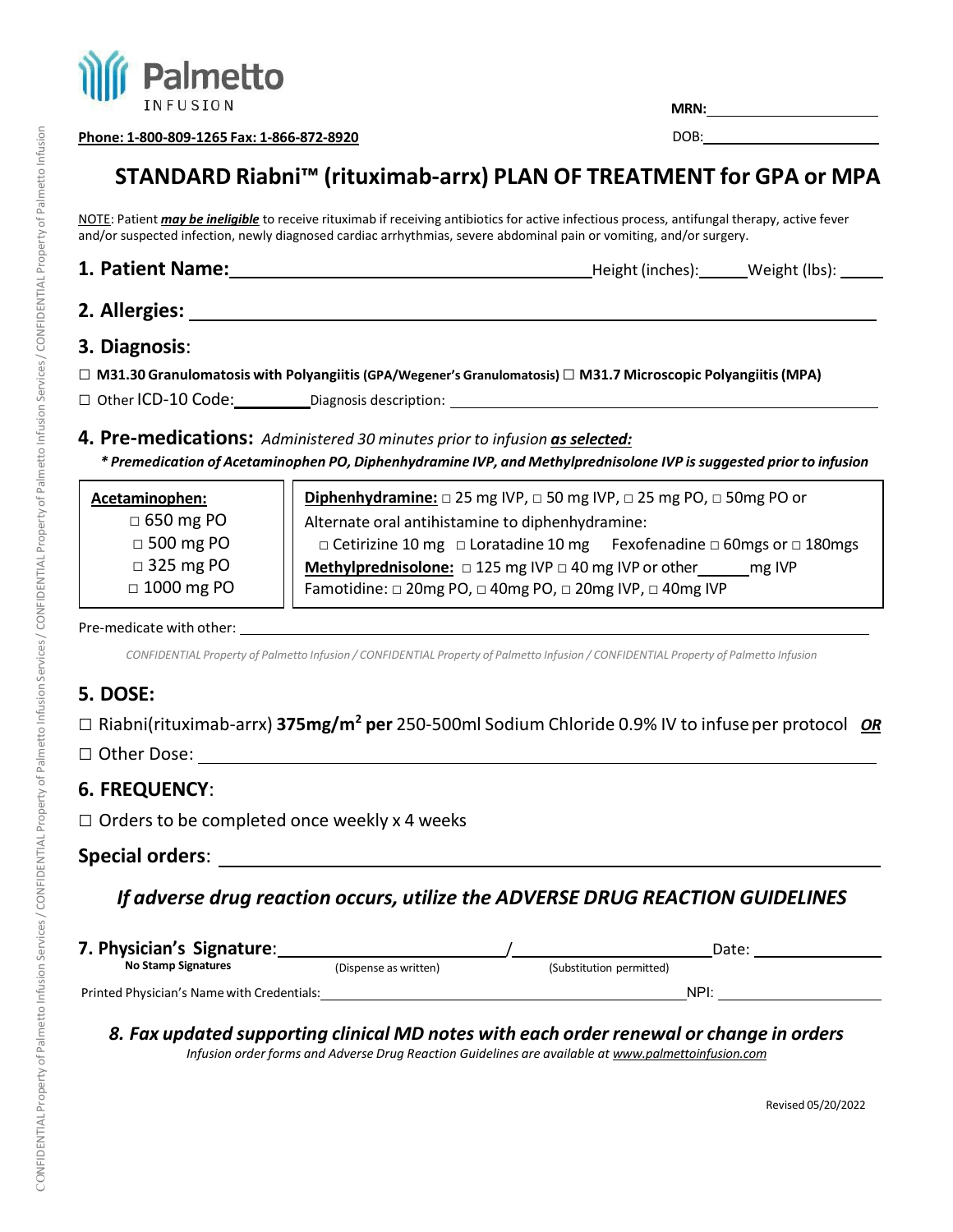**Palmetto** INFUSION

**Phone: 1-800-809-1265 Fax: 1-866-872-8920**

**MRN:** \_\_\_\_\_\_\_\_\_\_\_\_\_\_\_\_\_\_\_\_

DOB: \_\_\_\_\_\_\_\_\_\_\_\_\_\_\_\_\_\_\_\_

# STANDARD Riabni™ (rituximab-arrx) PLAN OF TREATMENT for GPA or MPA

NOTE: Patient ***may be ineligible*** to receive rituximab if receiving antibiotics for active infectious process, antifungal therapy, active fever and/or suspected infection, newly diagnosed cardiac arrhythmias, severe abdominal pain or vomiting, and/or surgery.

## 1. Patient Name: \_\_\_\_\_\_\_\_\_\_\_\_\_\_\_\_\_\_\_\_ Height (inches): \_\_\_\_\_\_ Weight (lbs): \_\_\_\_\_\_

## 2. Allergies: \_\_\_\_\_\_\_\_\_\_\_\_\_\_\_\_\_\_\_\_

## 3. Diagnosis:

☐ **M31.30 Granulomatosis with Polyangiitis (GPA/Wegener's Granulomatosis)** ☐ **M31.7 Microscopic Polyangiitis (MPA)**

☐ Other ICD-10 Code: \_\_\_\_\_\_\_\_ Diagnosis description: \_\_\_\_\_\_\_\_\_\_\_\_\_\_\_\_\_\_\_\_

## 4. Pre-medications: *Administered 30 minutes prior to infusion **as selected:***

***\* Premedication of Acetaminophen PO, Diphenhydramine IVP, and Methylprednisolone IVP is suggested prior to infusion***

| **Acetaminophen:** | **Diphenhydramine:** □ 25 mg IVP, □ 50 mg IVP, □ 25 mg PO, □ 50mg PO or |
|---|---|
| □ 650 mg PO | Alternate oral antihistamine to diphenhydramine: |
| □ 500 mg PO | □ Cetirizine 10 mg □ Loratadine 10 mg Fexofenadine □ 60mgs or □ 180mgs |
| □ 325 mg PO | **Methylprednisolone:** □ 125 mg IVP □ 40 mg IVP or other \_\_\_\_\_\_ mg IVP |
| □ 1000 mg PO | Famotidine: □ 20mg PO, □ 40mg PO, □ 20mg IVP, □ 40mg IVP |

Pre-medicate with other: \_\_\_\_\_\_\_\_\_\_\_\_\_\_\_\_\_\_\_\_

## 5. DOSE:

☐ Riabni(rituximab-arrx) **375mg/m² per** 250-500ml Sodium Chloride 0.9% IV to infuse per protocol ***OR***

☐ Other Dose: \_\_\_\_\_\_\_\_\_\_\_\_\_\_\_\_\_\_\_\_

## 6. FREQUENCY:

☐ Orders to be completed once weekly x 4 weeks

**Special orders**: \_\_\_\_\_\_\_\_\_\_\_\_\_\_\_\_\_\_\_\_

### *If adverse drug reaction occurs, utilize the ADVERSE DRUG REACTION GUIDELINES*

**7. Physician's Signature**: \_\_\_\_\_\_\_\_\_\_\_\_\_\_\_\_\_\_\_\_ / \_\_\_\_\_\_\_\_\_\_\_\_\_\_\_\_\_\_\_\_ Date: \_\_\_\_\_\_\_\_\_\_

**No Stamp Signatures** (Dispense as written) (Substitution permitted)

Printed Physician's Name with Credentials: \_\_\_\_\_\_\_\_\_\_\_\_\_\_\_\_\_\_\_\_ NPI: \_\_\_\_\_\_\_\_\_\_

### *8. Fax updated supporting clinical MD notes with each order renewal or change in orders*

*Infusion order forms and Adverse Drug Reaction Guidelines are available at www.palmettoinfusion.com*

Revised 05/20/2022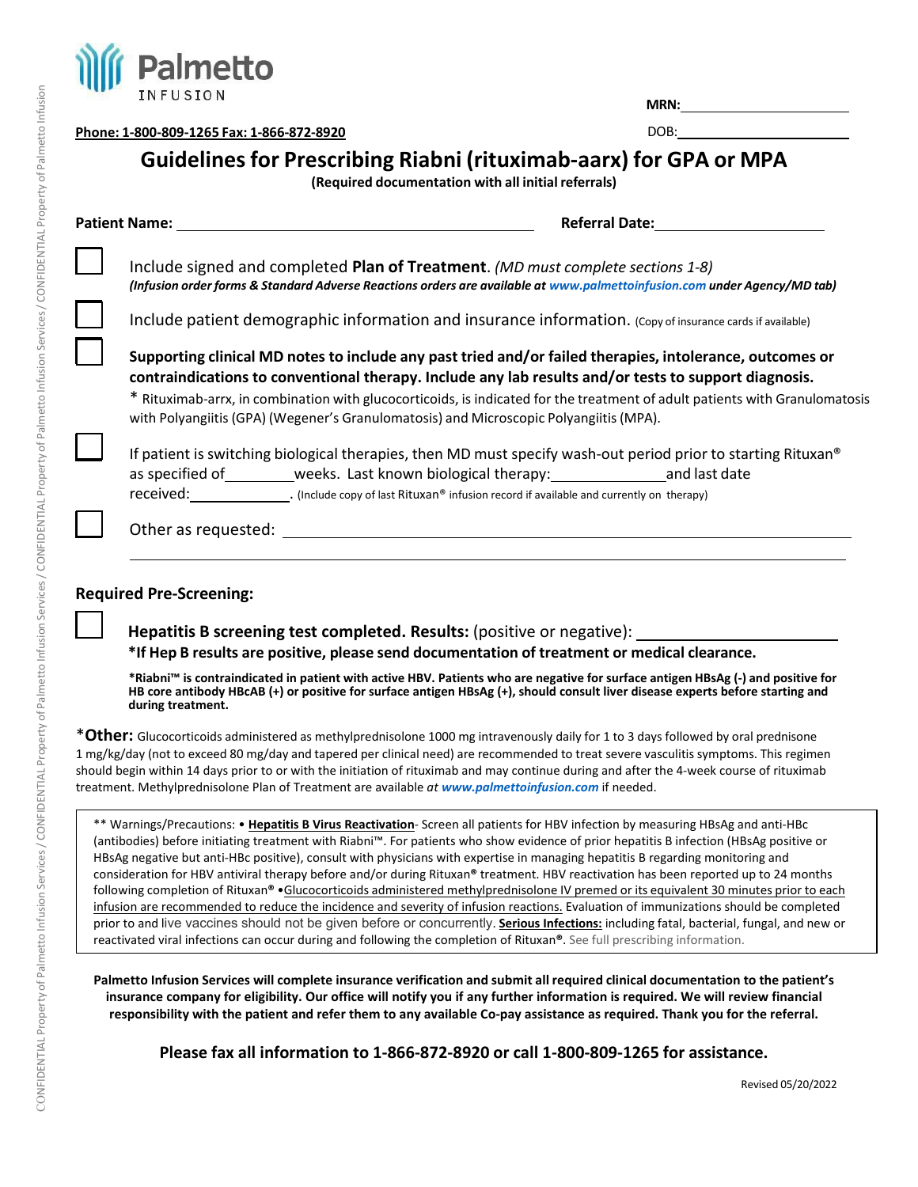Palmetto INFUSION

MRN: ____________________

**Phone: 1-800-809-1265 Fax: 1-866-872-8920**

DOB: ____________________

# Guidelines for Prescribing Riabni (rituximab-aarx) for GPA or MPA

**(Required documentation with all initial referrals)**

**Patient Name:** ________________________________ **Referral Date:** ____________________

- ☐ Include signed and completed **Plan of Treatment**. *(MD must complete sections 1-8)*
  ***(Infusion order forms & Standard Adverse Reactions orders are available at www.palmettoinfusion.com under Agency/MD tab)***

- ☐ Include patient demographic information and insurance information. (Copy of insurance cards if available)

- ☐ **Supporting clinical MD notes to include any past tried and/or failed therapies, intolerance, outcomes or contraindications to conventional therapy. Include any lab results and/or tests to support diagnosis.**
  \* Rituximab-arrx, in combination with glucocorticoids, is indicated for the treatment of adult patients with Granulomatosis with Polyangiitis (GPA) (Wegener's Granulomatosis) and Microscopic Polyangiitis (MPA).

- ☐ If patient is switching biological therapies, then MD must specify wash-out period prior to starting Rituxan® as specified of ________ weeks. Last known biological therapy: ______________ and last date received: ____________. (Include copy of last Rituxan® infusion record if available and currently on therapy)

- ☐ Other as requested: ________________________________________________

## Required Pre-Screening:

- ☐ **Hepatitis B screening test completed. Results:** (positive or negative): ____________________
  **\*If Hep B results are positive, please send documentation of treatment or medical clearance.**

  **\*Riabni™ is contraindicated in patient with active HBV. Patients who are negative for surface antigen HBsAg (-) and positive for HB core antibody HBcAB (+) or positive for surface antigen HBsAg (+), should consult liver disease experts before starting and during treatment.**

\***Other:** Glucocorticoids administered as methylprednisolone 1000 mg intravenously daily for 1 to 3 days followed by oral prednisone 1 mg/kg/day (not to exceed 80 mg/day and tapered per clinical need) are recommended to treat severe vasculitis symptoms. This regimen should begin within 14 days prior to or with the initiation of rituximab and may continue during and after the 4-week course of rituximab treatment. Methylprednisolone Plan of Treatment are available *at* ***www.palmettoinfusion.com*** if needed.

\*\* Warnings/Precautions: • **Hepatitis B Virus Reactivation**- Screen all patients for HBV infection by measuring HBsAg and anti-HBc (antibodies) before initiating treatment with Riabni™. For patients who show evidence of prior hepatitis B infection (HBsAg positive or HBsAg negative but anti-HBc positive), consult with physicians with expertise in managing hepatitis B regarding monitoring and consideration for HBV antiviral therapy before and/or during Rituxan® treatment. HBV reactivation has been reported up to 24 months following completion of Rituxan® •Glucocorticoids administered methylprednisolone IV premed or its equivalent 30 minutes prior to each infusion are recommended to reduce the incidence and severity of infusion reactions. Evaluation of immunizations should be completed prior to and live vaccines should not be given before or concurrently. **Serious Infections:** including fatal, bacterial, fungal, and new or reactivated viral infections can occur during and following the completion of Rituxan®. See full prescribing information.

**Palmetto Infusion Services will complete insurance verification and submit all required clinical documentation to the patient's insurance company for eligibility. Our office will notify you if any further information is required. We will review financial responsibility with the patient and refer them to any available Co-pay assistance as required. Thank you for the referral.**

**Please fax all information to 1-866-872-8920 or call 1-800-809-1265 for assistance.**

Revised 05/20/2022